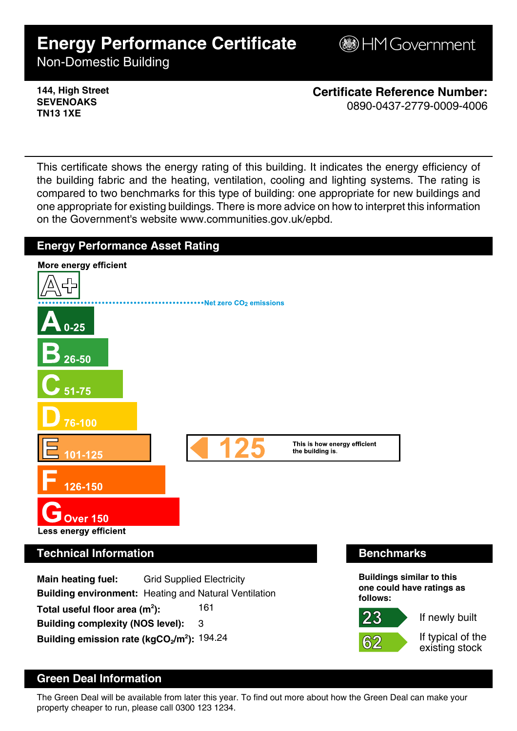# Energy Performance Certificate

Non-Domestic Building

HM Government

**144, High Street**
**SEVENOAKS**
**TN13 1XE**

**Certificate Reference Number:**
0890-0437-2779-0009-4006

This certificate shows the energy rating of this building. It indicates the energy efficiency of the building fabric and the heating, ventilation, cooling and lighting systems. The rating is compared to two benchmarks for this type of building: one appropriate for new buildings and one appropriate for existing buildings. There is more advice on how to interpret this information on the Government's website www.communities.gov.uk/epbd.

## Energy Performance Asset Rating

**More energy efficient**

- A+
- Net zero $CO_2$ emissions
- A 0-25
- B 26-50
- C 51-75
- D 76-100
- E 101-125 — **125** This is how energy efficient the building is.
- F 126-150
- G Over 150

**Less energy efficient**

## Technical Information

**Main heating fuel:** Grid Supplied Electricity

**Building environment:** Heating and Natural Ventilation

**Total useful floor area ($m^2$):** 161

**Building complexity (NOS level):** 3

**Building emission rate ($kgCO_2/m^2$):** 194.24

## Benchmarks

**Buildings similar to this one could have ratings as follows:**

- **23** If newly built
- **62** If typical of the existing stock

## Green Deal Information

The Green Deal will be available from later this year. To find out more about how the Green Deal can make your property cheaper to run, please call 0300 123 1234.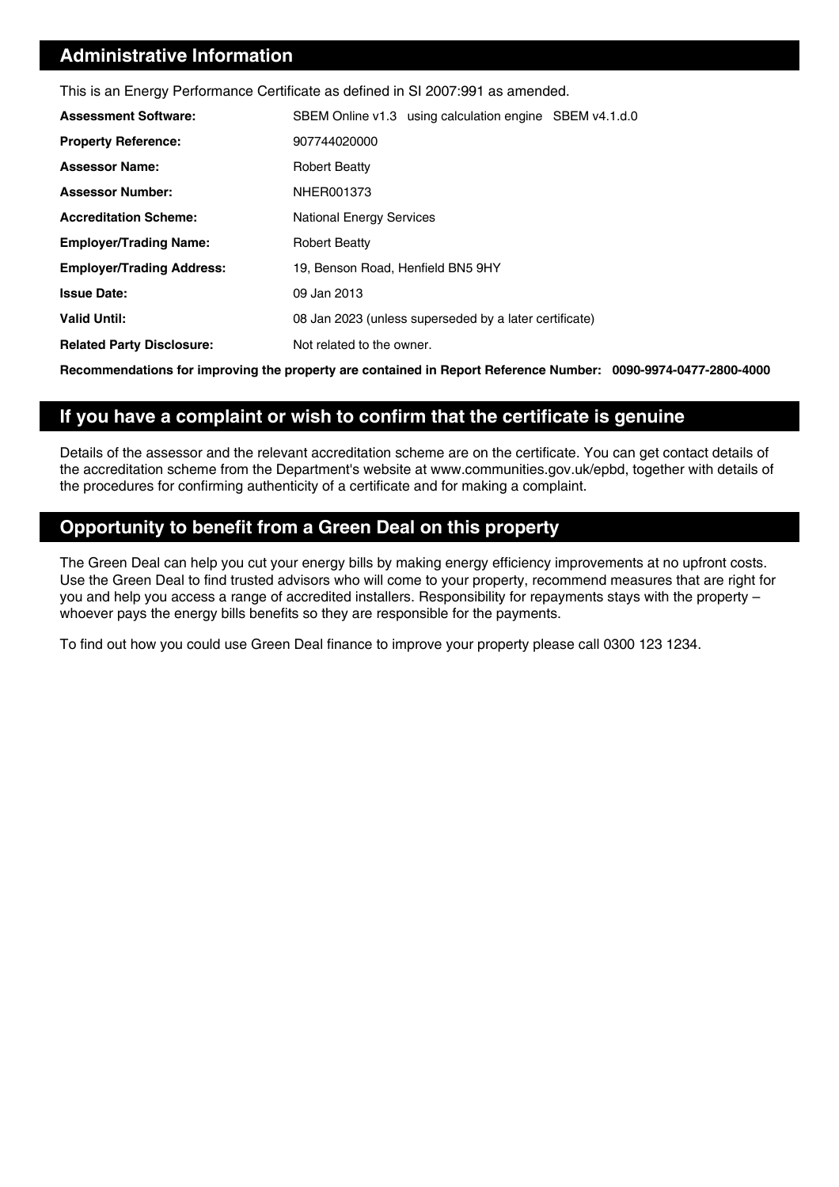## Administrative Information

This is an Energy Performance Certificate as defined in SI 2007:991 as amended.

| | |
|---|---|
| **Assessment Software:** | SBEM Online v1.3 using calculation engine SBEM v4.1.d.0 |
| **Property Reference:** | 907744020000 |
| **Assessor Name:** | Robert Beatty |
| **Assessor Number:** | NHER001373 |
| **Accreditation Scheme:** | National Energy Services |
| **Employer/Trading Name:** | Robert Beatty |
| **Employer/Trading Address:** | 19, Benson Road, Henfield BN5 9HY |
| **Issue Date:** | 09 Jan 2013 |
| **Valid Until:** | 08 Jan 2023 (unless superseded by a later certificate) |
| **Related Party Disclosure:** | Not related to the owner. |

**Recommendations for improving the property are contained in Report Reference Number: 0090-9974-0477-2800-4000**

## If you have a complaint or wish to confirm that the certificate is genuine

Details of the assessor and the relevant accreditation scheme are on the certificate. You can get contact details of the accreditation scheme from the Department's website at www.communities.gov.uk/epbd, together with details of the procedures for confirming authenticity of a certificate and for making a complaint.

## Opportunity to benefit from a Green Deal on this property

The Green Deal can help you cut your energy bills by making energy efficiency improvements at no upfront costs. Use the Green Deal to find trusted advisors who will come to your property, recommend measures that are right for you and help you access a range of accredited installers. Responsibility for repayments stays with the property – whoever pays the energy bills benefits so they are responsible for the payments.

To find out how you could use Green Deal finance to improve your property please call 0300 123 1234.